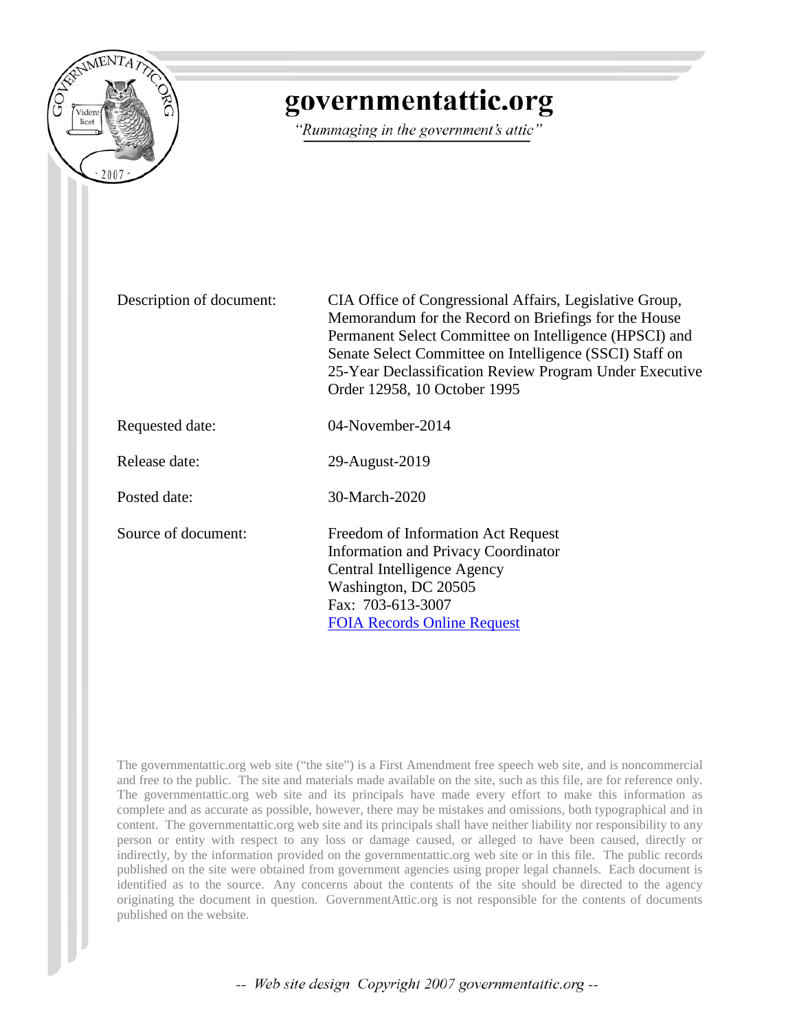# governmentattic.org

*"Rummaging in the government's attic"*

| | |
|---|---|
| Description of document: | CIA Office of Congressional Affairs, Legislative Group, Memorandum for the Record on Briefings for the House Permanent Select Committee on Intelligence (HPSCI) and Senate Select Committee on Intelligence (SSCI) Staff on 25-Year Declassification Review Program Under Executive Order 12958, 10 October 1995 |
| Requested date: | 04-November-2014 |
| Release date: | 29-August-2019 |
| Posted date: | 30-March-2020 |
| Source of document: | Freedom of Information Act Request<br>Information and Privacy Coordinator<br>Central Intelligence Agency<br>Washington, DC 20505<br>Fax: 703-613-3007<br>[FOIA Records Online Request] |

The governmentattic.org web site ("the site") is a First Amendment free speech web site, and is noncommercial and free to the public. The site and materials made available on the site, such as this file, are for reference only. The governmentattic.org web site and its principals have made every effort to make this information as complete and as accurate as possible, however, there may be mistakes and omissions, both typographical and in content. The governmentattic.org web site and its principals shall have neither liability nor responsibility to any person or entity with respect to any loss or damage caused, or alleged to have been caused, directly or indirectly, by the information provided on the governmentattic.org web site or in this file. The public records published on the site were obtained from government agencies using proper legal channels. Each document is identified as to the source. Any concerns about the contents of the site should be directed to the agency originating the document in question. GovernmentAttic.org is not responsible for the contents of documents published on the website.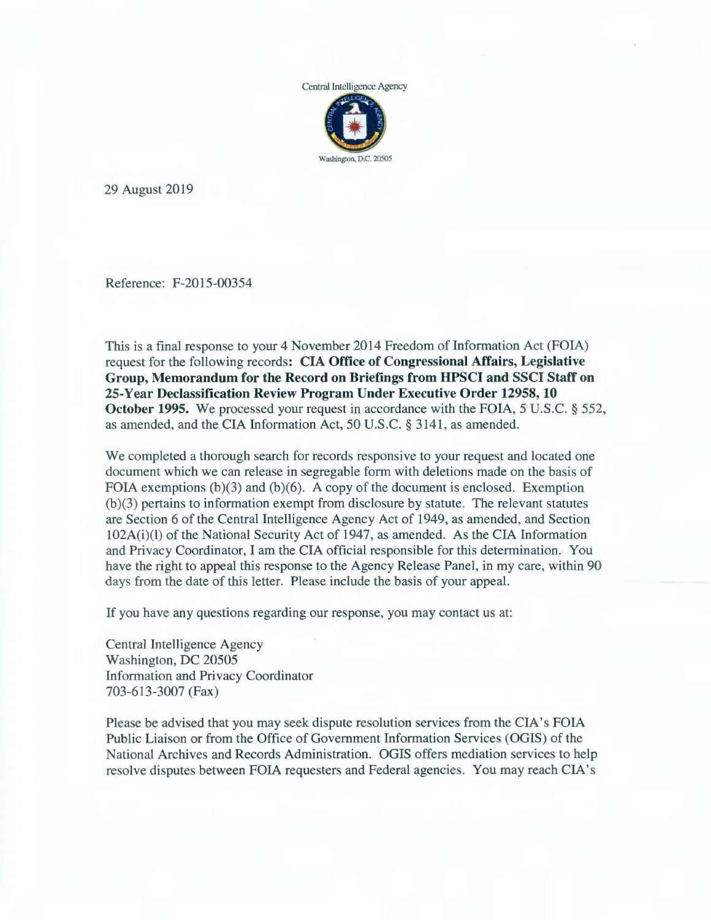Central Intelligence Agency

Washington, D.C. 20505

29 August 2019

Reference: F-2015-00354

This is a final response to your 4 November 2014 Freedom of Information Act (FOIA) request for the following records: **CIA Office of Congressional Affairs, Legislative Group, Memorandum for the Record on Briefings from HPSCI and SSCI Staff on 25-Year Declassification Review Program Under Executive Order 12958, 10 October 1995.** We processed your request in accordance with the FOIA, 5 U.S.C. § 552, as amended, and the CIA Information Act, 50 U.S.C. § 3141, as amended.

We completed a thorough search for records responsive to your request and located one document which we can release in segregable form with deletions made on the basis of FOIA exemptions (b)(3) and (b)(6). A copy of the document is enclosed. Exemption (b)(3) pertains to information exempt from disclosure by statute. The relevant statutes are Section 6 of the Central Intelligence Agency Act of 1949, as amended, and Section 102A(i)(l) of the National Security Act of 1947, as amended. As the CIA Information and Privacy Coordinator, I am the CIA official responsible for this determination. You have the right to appeal this response to the Agency Release Panel, in my care, within 90 days from the date of this letter. Please include the basis of your appeal.

If you have any questions regarding our response, you may contact us at:

Central Intelligence Agency
Washington, DC 20505
Information and Privacy Coordinator
703-613-3007 (Fax)

Please be advised that you may seek dispute resolution services from the CIA's FOIA Public Liaison or from the Office of Government Information Services (OGIS) of the National Archives and Records Administration. OGIS offers mediation services to help resolve disputes between FOIA requesters and Federal agencies. You may reach CIA's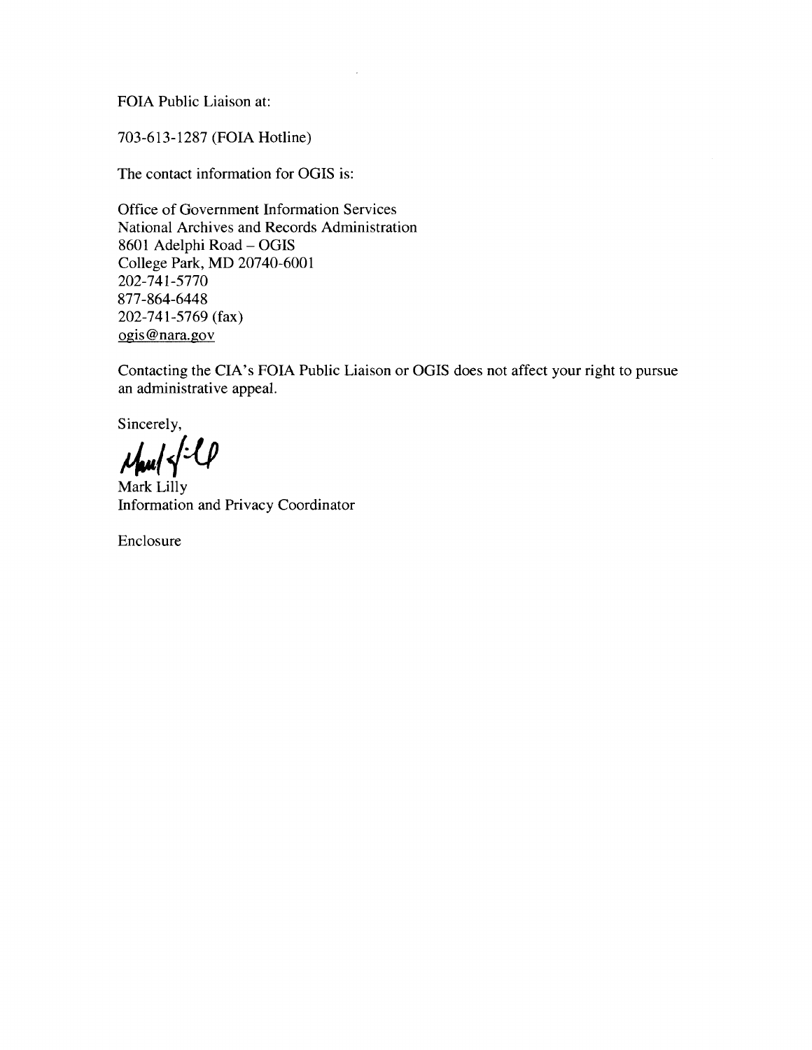FOIA Public Liaison at:

703-613-1287 (FOIA Hotline)

The contact information for OGIS is:

Office of Government Information Services
National Archives and Records Administration
8601 Adelphi Road – OGIS
College Park, MD 20740-6001
202-741-5770
877-864-6448
202-741-5769 (fax)
ogis@nara.gov

Contacting the CIA's FOIA Public Liaison or OGIS does not affect your right to pursue an administrative appeal.

Sincerely,

Mark Lilly
Information and Privacy Coordinator

Enclosure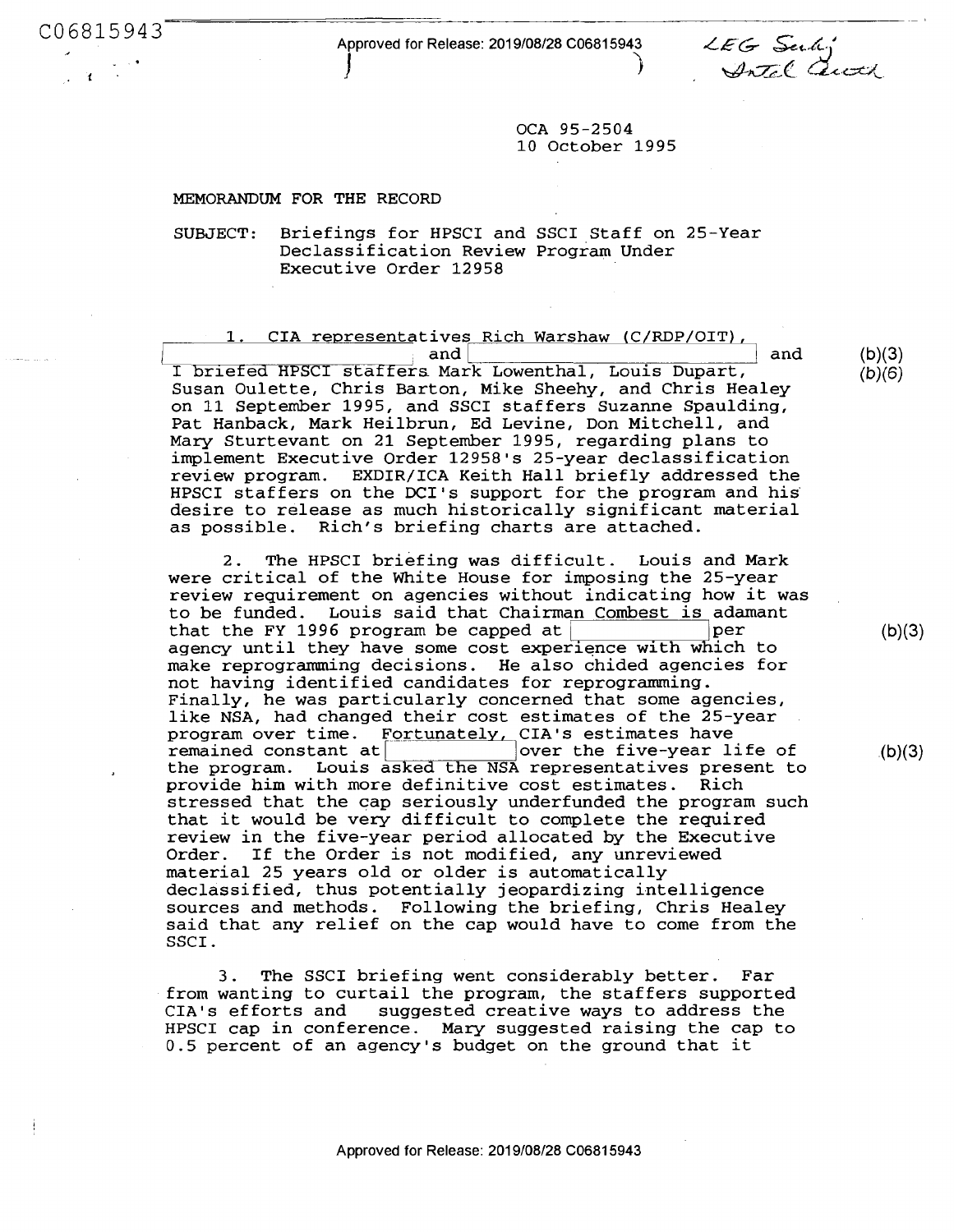C06815943

Approved for Release: 2019/08/28 C06815943

LEG Subj
Intel Auth

OCA 95-2504
10 October 1995

MEMORANDUM FOR THE RECORD

SUBJECT: Briefings for HPSCI and SSCI Staff on 25-Year Declassification Review Program Under Executive Order 12958

1. CIA representatives Rich Warshaw (C/RDP/OIT), [redacted] and [redacted] and I briefed HPSCI staffers Mark Lowenthal, Louis Dupart, Susan Oulette, Chris Barton, Mike Sheehy, and Chris Healey on 11 September 1995, and SSCI staffers Suzanne Spaulding, Pat Hanback, Mark Heilbrun, Ed Levine, Don Mitchell, and Mary Sturtevant on 21 September 1995, regarding plans to implement Executive Order 12958's 25-year declassification review program. EXDIR/ICA Keith Hall briefly addressed the HPSCI staffers on the DCI's support for the program and his desire to release as much historically significant material as possible. Rich's briefing charts are attached. (b)(3) (b)(6)

2. The HPSCI briefing was difficult. Louis and Mark were critical of the White House for imposing the 25-year review requirement on agencies without indicating how it was to be funded. Louis said that Chairman Combest is adamant that the FY 1996 program be capped at [redacted] per agency until they have some cost experience with which to make reprogramming decisions. He also chided agencies for not having identified candidates for reprogramming. Finally, he was particularly concerned that some agencies, like NSA, had changed their cost estimates of the 25-year program over time. Fortunately, CIA's estimates have remained constant at [redacted] over the five-year life of the program. Louis asked the NSA representatives present to provide him with more definitive cost estimates. Rich stressed that the cap seriously underfunded the program such that it would be very difficult to complete the required review in the five-year period allocated by the Executive Order. If the Order is not modified, any unreviewed material 25 years old or older is automatically declassified, thus potentially jeopardizing intelligence sources and methods. Following the briefing, Chris Healey said that any relief on the cap would have to come from the SSCI. (b)(3) (b)(3)

3. The SSCI briefing went considerably better. Far from wanting to curtail the program, the staffers supported CIA's efforts and suggested creative ways to address the HPSCI cap in conference. Mary suggested raising the cap to 0.5 percent of an agency's budget on the ground that it

Approved for Release: 2019/08/28 C06815943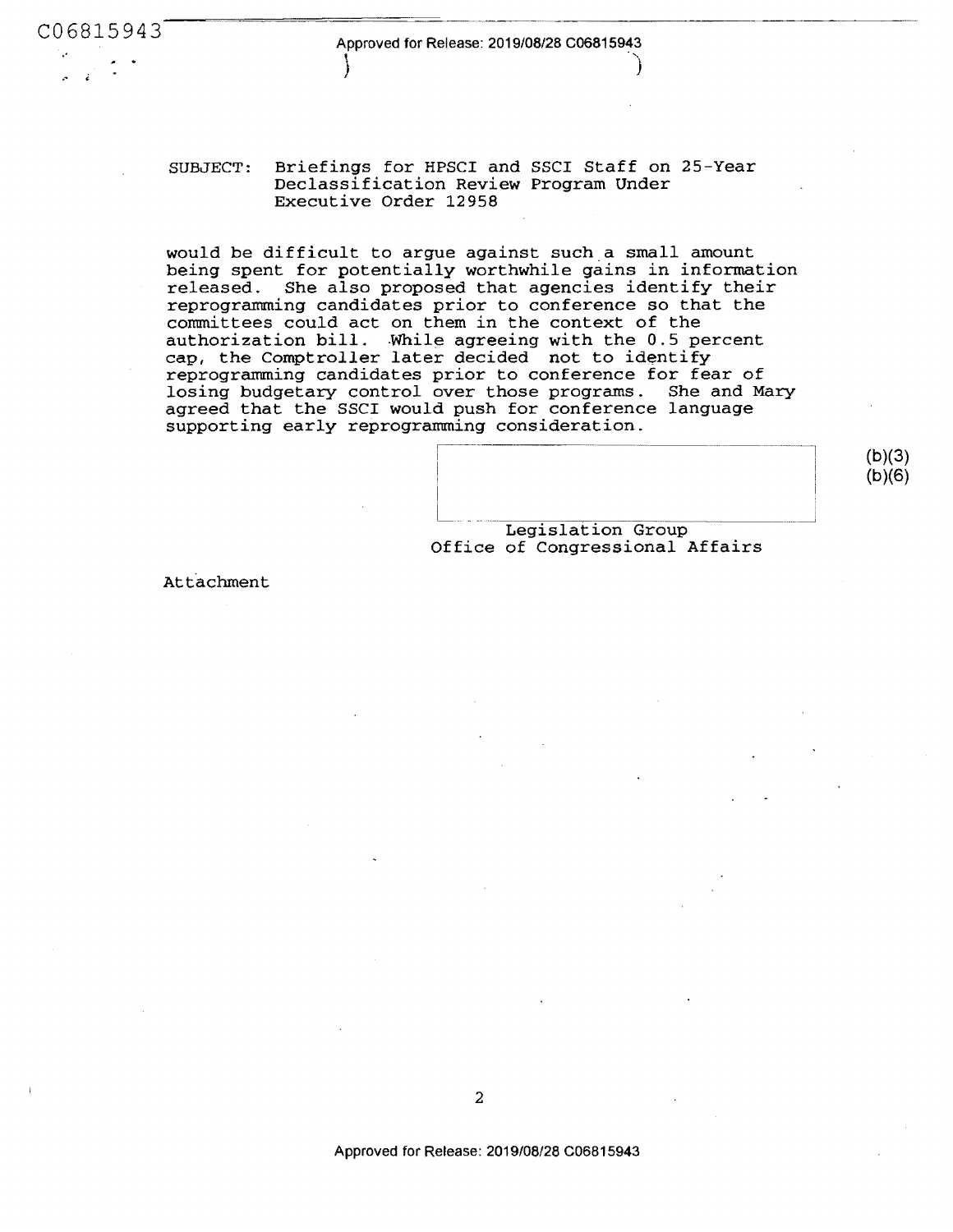SUBJECT: Briefings for HPSCI and SSCI Staff on 25-Year Declassification Review Program Under Executive Order 12958

would be difficult to argue against such a small amount being spent for potentially worthwhile gains in information released. She also proposed that agencies identify their reprogramming candidates prior to conference so that the committees could act on them in the context of the authorization bill. While agreeing with the 0.5 percent cap, the Comptroller later decided not to identify reprogramming candidates prior to conference for fear of losing budgetary control over those programs. She and Mary agreed that the SSCI would push for conference language supporting early reprogramming consideration.

(b)(3)
(b)(6)

Legislation Group
Office of Congressional Affairs

Attachment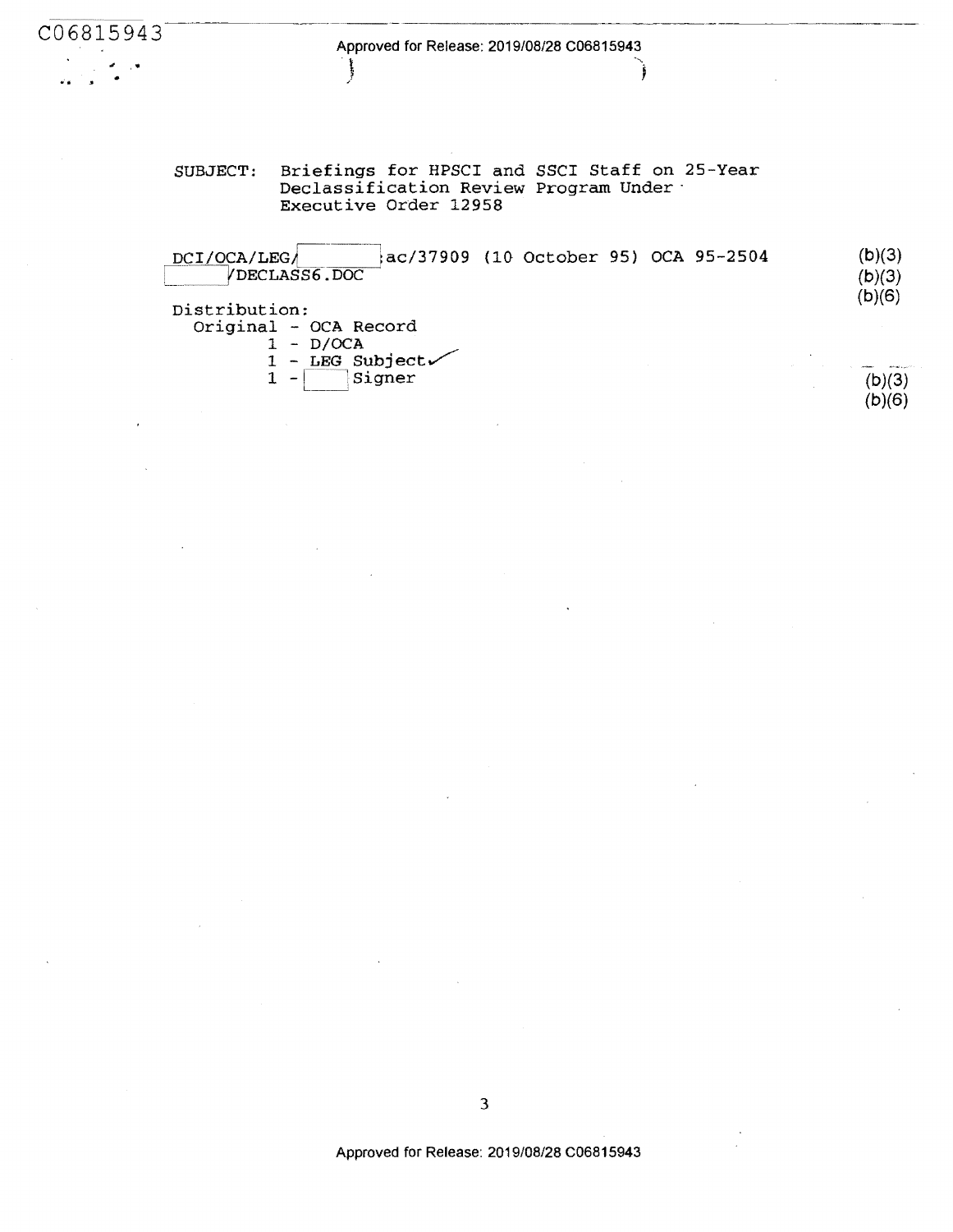SUBJECT: Briefings for HPSCI and SSCI Staff on 25-Year Declassification Review Program Under Executive Order 12958

DCI/OCA/LEG/[ ]:ac/37909 (10 October 95) OCA 95-2504 (b)(3)
[ ]/DECLASS6.DOC (b)(3) (b)(6)

Distribution:
- Original - OCA Record
- 1 - D/OCA
- 1 - LEG Subject ✓
- 1 - [ ] Signer (b)(3) (b)(6)